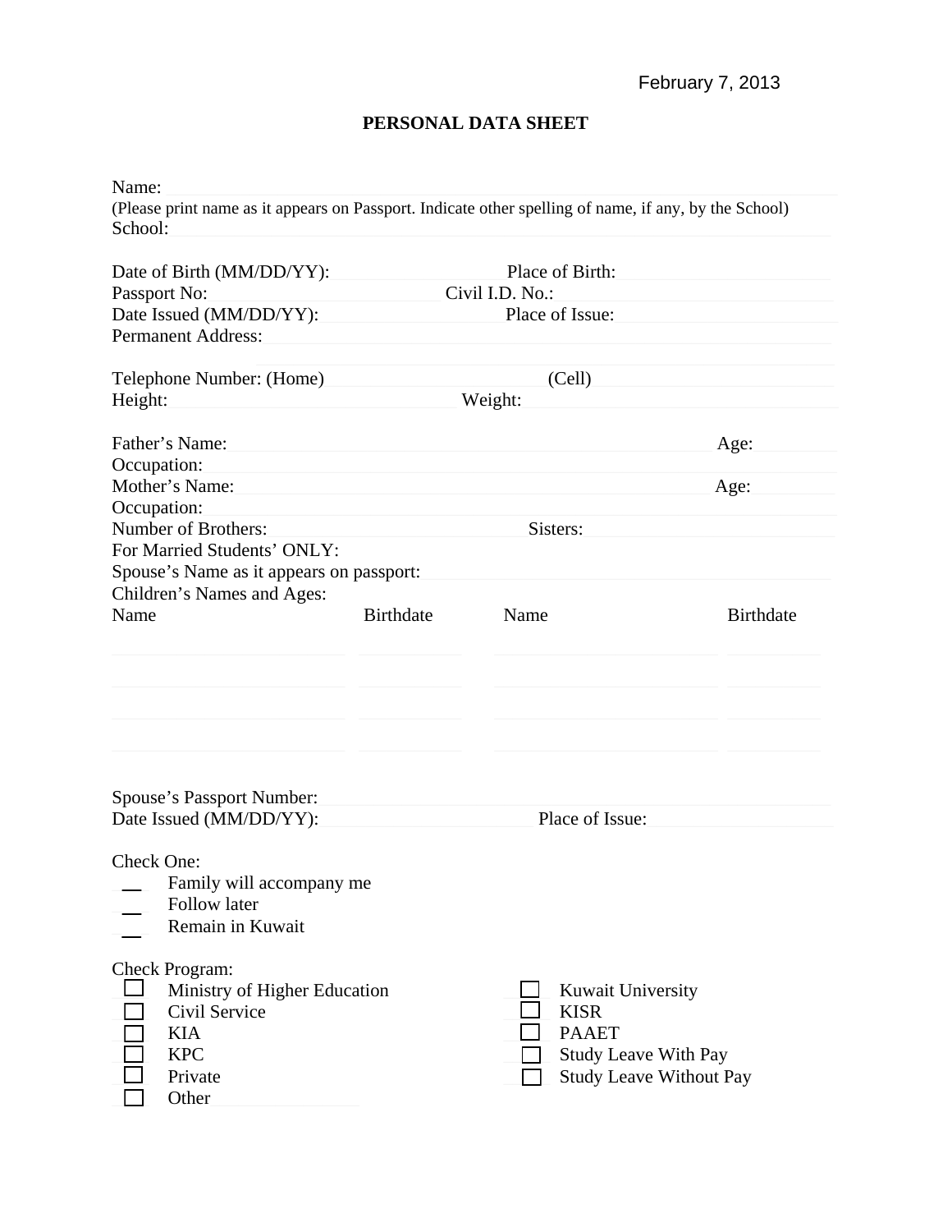February 7, 2013

# PERSONAL DATA SHEET

Name: \_\_\_\_\_\_\_\_\_\_\_\_\_\_\_\_\_\_\_\_
(Please print name as it appears on Passport. Indicate other spelling of name, if any, by the School)
School: \_\_\_\_\_\_\_\_\_\_\_\_\_\_\_\_\_\_\_\_

Date of Birth (MM/DD/YY): \_\_\_\_\_\_\_\_\_\_ Place of Birth: \_\_\_\_\_\_\_\_\_\_
Passport No: \_\_\_\_\_\_\_\_\_\_ Civil I.D. No.: \_\_\_\_\_\_\_\_\_\_
Date Issued (MM/DD/YY): \_\_\_\_\_\_\_\_\_\_ Place of Issue: \_\_\_\_\_\_\_\_\_\_
Permanent Address: \_\_\_\_\_\_\_\_\_\_\_\_\_\_\_\_\_\_\_\_
\_\_\_\_\_\_\_\_\_\_\_\_\_\_\_\_\_\_\_\_

Telephone Number: (Home) \_\_\_\_\_\_\_\_\_\_ (Cell) \_\_\_\_\_\_\_\_\_\_
Height: \_\_\_\_\_\_\_\_\_\_ Weight: \_\_\_\_\_\_\_\_\_\_

Father's Name: \_\_\_\_\_\_\_\_\_\_\_\_\_\_\_\_\_\_\_\_ Age: \_\_\_\_\_
Occupation: \_\_\_\_\_\_\_\_\_\_\_\_\_\_\_\_\_\_\_\_
Mother's Name: \_\_\_\_\_\_\_\_\_\_\_\_\_\_\_\_\_\_\_\_ Age: \_\_\_\_\_
Occupation: \_\_\_\_\_\_\_\_\_\_\_\_\_\_\_\_\_\_\_\_
Number of Brothers: \_\_\_\_\_\_\_\_\_\_ Sisters: \_\_\_\_\_\_\_\_\_\_
For Married Students' ONLY:
Spouse's Name as it appears on passport: \_\_\_\_\_\_\_\_\_\_\_\_\_\_\_\_\_\_\_\_
Children's Names and Ages:

| Name | Birthdate | Name | Birthdate |
|---|---|---|---|
| | | | |
| | | | |
| | | | |
| | | | |

Spouse's Passport Number: \_\_\_\_\_\_\_\_\_\_\_\_\_\_\_\_\_\_\_\_
Date Issued (MM/DD/YY): \_\_\_\_\_\_\_\_\_\_ Place of Issue: \_\_\_\_\_\_\_\_\_\_

Check One:
\_\_ Family will accompany me
\_\_ Follow later
\_\_ Remain in Kuwait

Check Program:
- ☐ Ministry of Higher Education
- ☐ Civil Service
- ☐ KIA
- ☐ KPC
- ☐ Private
- ☐ Other \_\_\_\_\_\_\_\_\_\_
- ☐ Kuwait University
- ☐ KISR
- ☐ PAAET
- ☐ Study Leave With Pay
- ☐ Study Leave Without Pay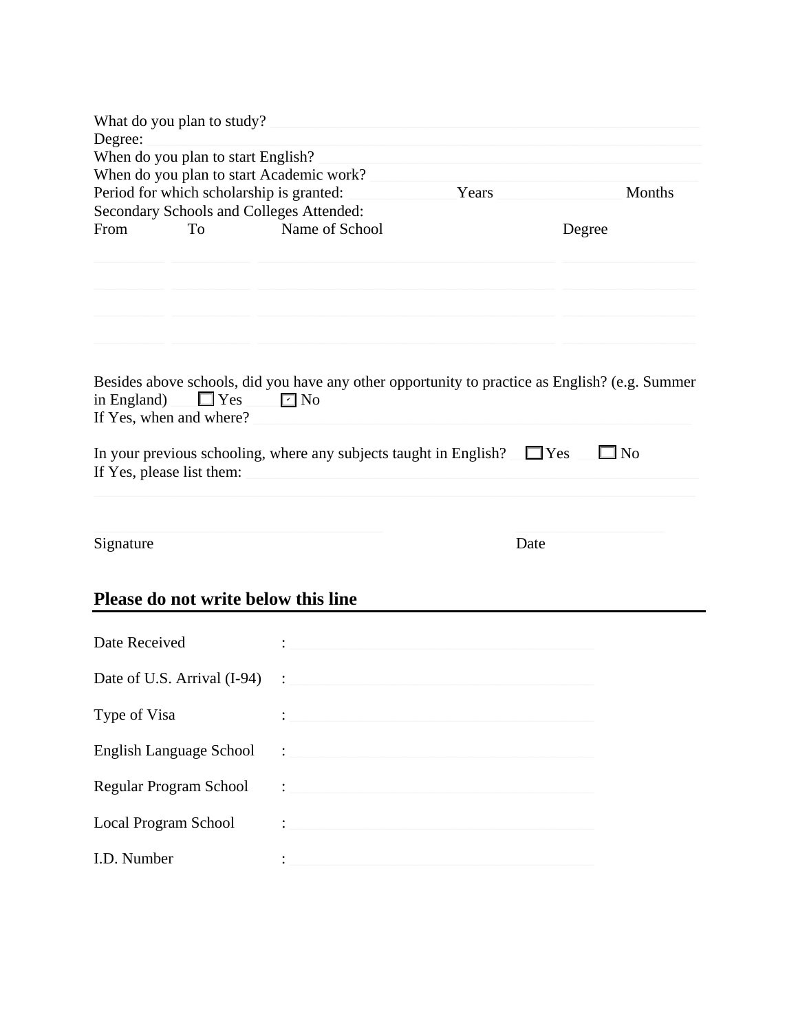What do you plan to study? \_\_\_\_\_\_\_\_\_\_\_\_\_\_\_\_\_\_\_\_\_\_\_\_\_\_\_\_\_\_\_\_\_\_\_\_\_\_\_\_\_\_\_\_\_\_\_\_\_\_\_\_\_\_

Degree: \_\_\_\_\_\_\_\_\_\_\_\_\_\_\_\_\_\_\_\_\_\_\_\_\_\_\_\_\_\_\_\_\_\_\_\_\_\_\_\_\_\_\_\_\_\_\_\_\_\_\_\_\_\_\_\_\_\_\_\_\_\_\_\_\_\_

When do you plan to start English? \_\_\_\_\_\_\_\_\_\_\_\_\_\_\_\_\_\_\_\_\_\_\_\_\_\_\_\_\_\_\_\_\_\_\_\_\_\_\_\_\_\_\_\_\_\_\_\_

When do you plan to start Academic work? \_\_\_\_\_\_\_\_\_\_\_\_\_\_\_\_\_\_\_\_\_\_\_\_\_\_\_\_\_\_\_\_\_\_\_\_\_\_\_\_\_

Period for which scholarship is granted: \_\_\_\_\_\_\_\_\_\_ Years \_\_\_\_\_\_\_\_\_\_ Months

Secondary Schools and Colleges Attended:

| From | To | Name of School | Degree |
|---|---|---|---|
| | | | |
| | | | |
| | | | |
| | | | |

Besides above schools, did you have any other opportunity to practice as English? (e.g. Summer in England) ☐ Yes ☑ No

If Yes, when and where? \_\_\_\_\_\_\_\_\_\_\_\_\_\_\_\_\_\_\_\_\_\_\_\_\_\_\_\_\_\_\_\_\_\_\_\_\_\_\_\_\_\_\_\_\_\_\_\_\_\_\_\_\_\_

In your previous schooling, where any subjects taught in English? ☐ Yes ☐ No

If Yes, please list them: \_\_\_\_\_\_\_\_\_\_\_\_\_\_\_\_\_\_\_\_\_\_\_\_\_\_\_\_\_\_\_\_\_\_\_\_\_\_\_\_\_\_\_\_\_\_\_\_\_\_\_\_\_\_

\_\_\_\_\_\_\_\_\_\_\_\_\_\_\_\_\_\_\_\_\_\_\_\_\_\_\_\_\_\_\_\_\_\_\_\_\_\_\_\_\_\_\_\_\_\_\_\_\_\_\_\_\_\_\_\_\_\_\_\_\_\_\_\_\_\_\_\_\_\_\_\_\_\_\_\_

\_\_\_\_\_\_\_\_\_\_\_\_\_\_\_\_\_\_\_\_\_\_\_\_\_\_\_\_ \_\_\_\_\_\_\_\_\_\_\_\_\_\_\_\_
Signature Date

## Please do not write below this line

Date Received : \_\_\_\_\_\_\_\_\_\_\_\_\_\_\_\_\_\_\_\_\_\_\_\_\_\_\_\_\_\_

Date of U.S. Arrival (I-94) : \_\_\_\_\_\_\_\_\_\_\_\_\_\_\_\_\_\_\_\_\_\_\_\_\_\_\_\_\_\_

Type of Visa : \_\_\_\_\_\_\_\_\_\_\_\_\_\_\_\_\_\_\_\_\_\_\_\_\_\_\_\_\_\_

English Language School : \_\_\_\_\_\_\_\_\_\_\_\_\_\_\_\_\_\_\_\_\_\_\_\_\_\_\_\_\_\_

Regular Program School : \_\_\_\_\_\_\_\_\_\_\_\_\_\_\_\_\_\_\_\_\_\_\_\_\_\_\_\_\_\_

Local Program School : \_\_\_\_\_\_\_\_\_\_\_\_\_\_\_\_\_\_\_\_\_\_\_\_\_\_\_\_\_\_

I.D. Number : \_\_\_\_\_\_\_\_\_\_\_\_\_\_\_\_\_\_\_\_\_\_\_\_\_\_\_\_\_\_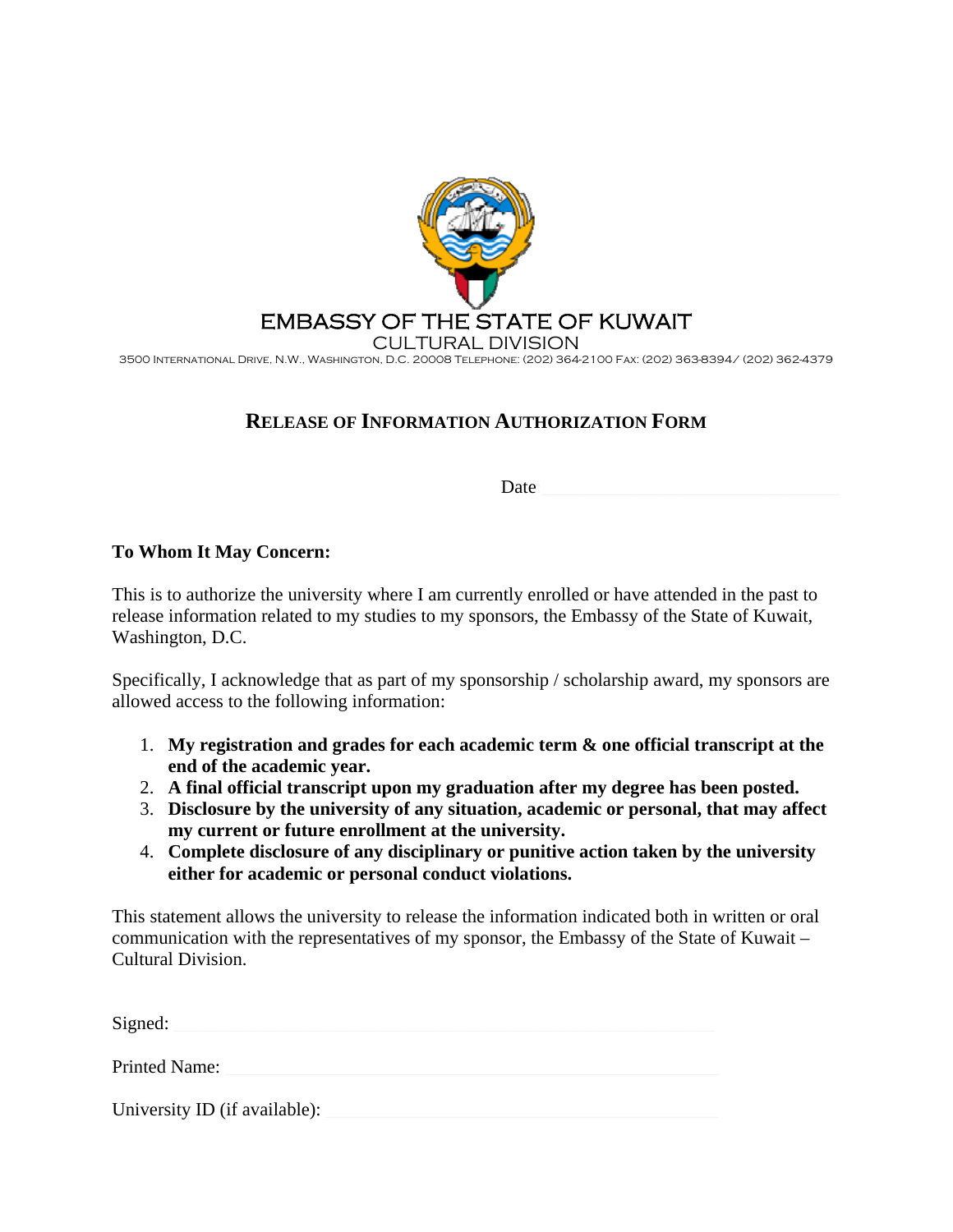# EMBASSY OF THE STATE OF KUWAIT

CULTURAL DIVISION

3500 International Drive, N.W., Washington, D.C. 20008 Telephone: (202) 364-2100 Fax: (202) 363-8394/ (202) 362-4379

## RELEASE OF INFORMATION AUTHORIZATION FORM

Date ______________________

**To Whom It May Concern:**

This is to authorize the university where I am currently enrolled or have attended in the past to release information related to my studies to my sponsors, the Embassy of the State of Kuwait, Washington, D.C.

Specifically, I acknowledge that as part of my sponsorship / scholarship award, my sponsors are allowed access to the following information:

1. **My registration and grades for each academic term & one official transcript at the end of the academic year.**
2. **A final official transcript upon my graduation after my degree has been posted.**
3. **Disclosure by the university of any situation, academic or personal, that may affect my current or future enrollment at the university.**
4. **Complete disclosure of any disciplinary or punitive action taken by the university either for academic or personal conduct violations.**

This statement allows the university to release the information indicated both in written or oral communication with the representatives of my sponsor, the Embassy of the State of Kuwait – Cultural Division.

Signed: ______________________

Printed Name: ______________________

University ID (if available): ______________________